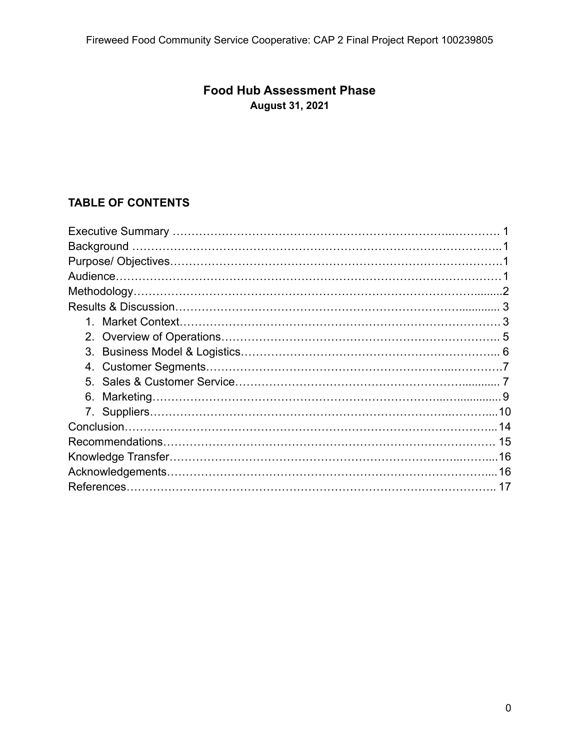# Food Hub Assessment Phase

**August 31, 2021**

## TABLE OF CONTENTS

Executive Summary …………………………………………………………….…………. 1
Background ……….………………………………………………………….………….....1
Purpose/ Objectives…………………………………………………………………………1
Audience………………………………………………………………………………………1
Methodology.……………………………………………………………………………..........2
Results & Discussion……………………………………………………………….............. 3

1. Market Context…………………………………………………………………………. 3
2. Overview of Operations……………………………………………………………….. 5
3. Business Model & Logistics………………………………………………………….. 6
4. Customer Segments……………………………………………………..…………7
5. Sales & Customer Service……………………………………………………............ 7
6. Marketing………….……………………………………………………………...…............ 9
7. Suppliers…………………………………………………………………….………....10

Conclusion………………………………………………………………………………...14
Recommendations…………………………………………………………………………. 15
Knowledge Transfer……………………………………………………………...……....16
Acknowledgements………………………………………………….…………………....16
References………………………………………………………………………………….. 17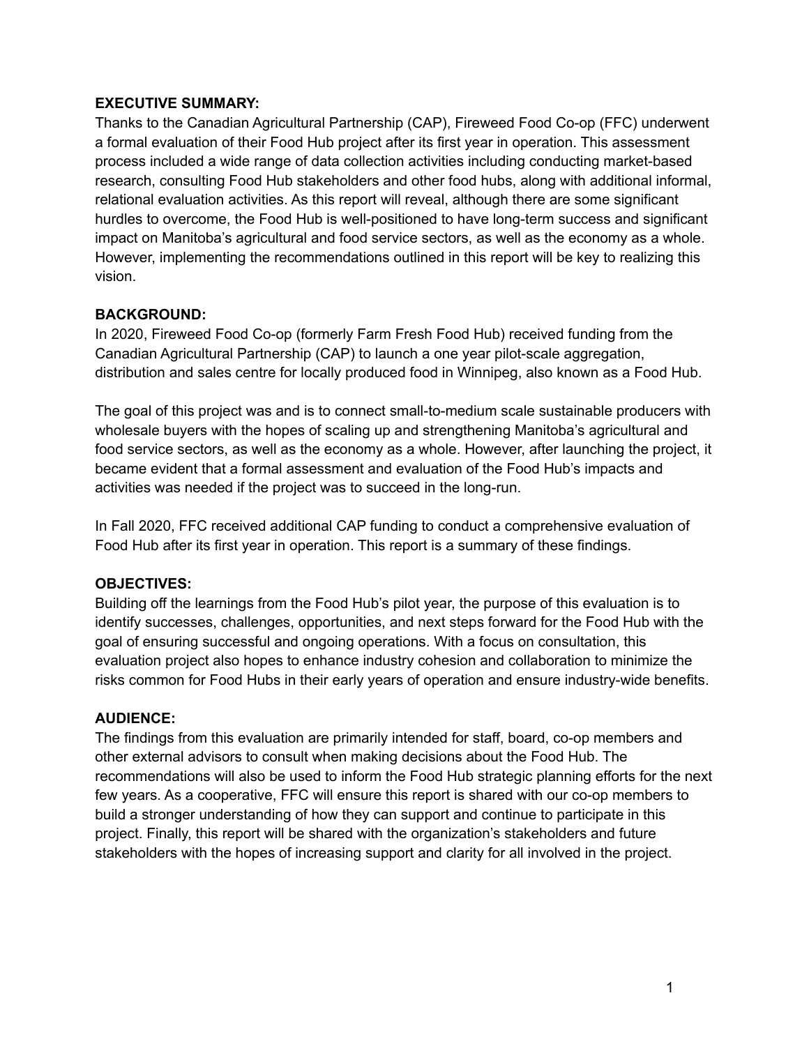**EXECUTIVE SUMMARY:**

Thanks to the Canadian Agricultural Partnership (CAP), Fireweed Food Co-op (FFC) underwent a formal evaluation of their Food Hub project after its first year in operation. This assessment process included a wide range of data collection activities including conducting market-based research, consulting Food Hub stakeholders and other food hubs, along with additional informal, relational evaluation activities. As this report will reveal, although there are some significant hurdles to overcome, the Food Hub is well-positioned to have long-term success and significant impact on Manitoba's agricultural and food service sectors, as well as the economy as a whole. However, implementing the recommendations outlined in this report will be key to realizing this vision.

**BACKGROUND:**

In 2020, Fireweed Food Co-op (formerly Farm Fresh Food Hub) received funding from the Canadian Agricultural Partnership (CAP) to launch a one year pilot-scale aggregation, distribution and sales centre for locally produced food in Winnipeg, also known as a Food Hub.

The goal of this project was and is to connect small-to-medium scale sustainable producers with wholesale buyers with the hopes of scaling up and strengthening Manitoba's agricultural and food service sectors, as well as the economy as a whole. However, after launching the project, it became evident that a formal assessment and evaluation of the Food Hub's impacts and activities was needed if the project was to succeed in the long-run.

In Fall 2020, FFC received additional CAP funding to conduct a comprehensive evaluation of Food Hub after its first year in operation. This report is a summary of these findings.

**OBJECTIVES:**

Building off the learnings from the Food Hub's pilot year, the purpose of this evaluation is to identify successes, challenges, opportunities, and next steps forward for the Food Hub with the goal of ensuring successful and ongoing operations. With a focus on consultation, this evaluation project also hopes to enhance industry cohesion and collaboration to minimize the risks common for Food Hubs in their early years of operation and ensure industry-wide benefits.

**AUDIENCE:**

The findings from this evaluation are primarily intended for staff, board, co-op members and other external advisors to consult when making decisions about the Food Hub. The recommendations will also be used to inform the Food Hub strategic planning efforts for the next few years. As a cooperative, FFC will ensure this report is shared with our co-op members to build a stronger understanding of how they can support and continue to participate in this project. Finally, this report will be shared with the organization's stakeholders and future stakeholders with the hopes of increasing support and clarity for all involved in the project.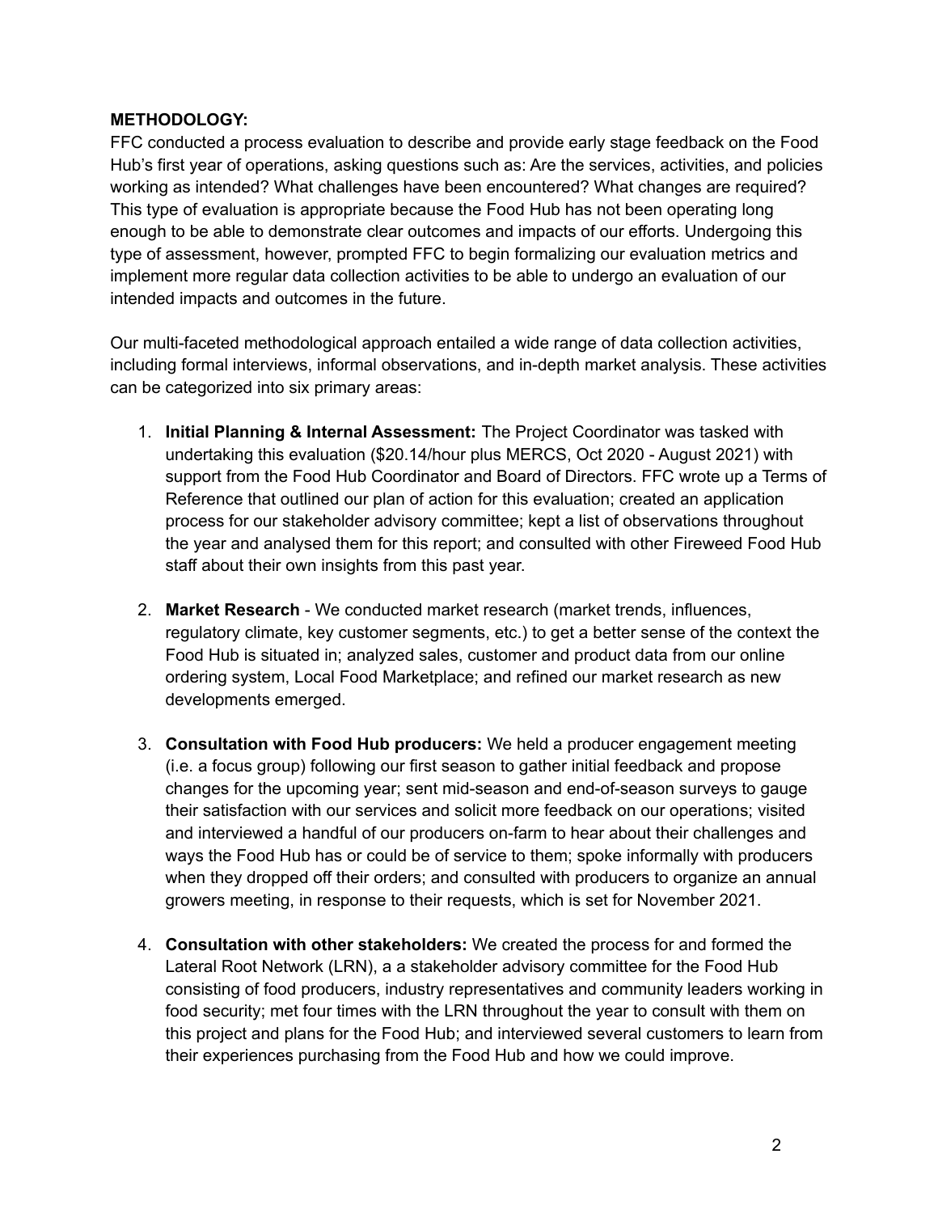**METHODOLOGY:**

FFC conducted a process evaluation to describe and provide early stage feedback on the Food Hub's first year of operations, asking questions such as: Are the services, activities, and policies working as intended? What challenges have been encountered? What changes are required? This type of evaluation is appropriate because the Food Hub has not been operating long enough to be able to demonstrate clear outcomes and impacts of our efforts. Undergoing this type of assessment, however, prompted FFC to begin formalizing our evaluation metrics and implement more regular data collection activities to be able to undergo an evaluation of our intended impacts and outcomes in the future.

Our multi-faceted methodological approach entailed a wide range of data collection activities, including formal interviews, informal observations, and in-depth market analysis. These activities can be categorized into six primary areas:

1. **Initial Planning & Internal Assessment:** The Project Coordinator was tasked with undertaking this evaluation ($20.14/hour plus MERCS, Oct 2020 - August 2021) with support from the Food Hub Coordinator and Board of Directors. FFC wrote up a Terms of Reference that outlined our plan of action for this evaluation; created an application process for our stakeholder advisory committee; kept a list of observations throughout the year and analysed them for this report; and consulted with other Fireweed Food Hub staff about their own insights from this past year.

2. **Market Research** - We conducted market research (market trends, influences, regulatory climate, key customer segments, etc.) to get a better sense of the context the Food Hub is situated in; analyzed sales, customer and product data from our online ordering system, Local Food Marketplace; and refined our market research as new developments emerged.

3. **Consultation with Food Hub producers:** We held a producer engagement meeting (i.e. a focus group) following our first season to gather initial feedback and propose changes for the upcoming year; sent mid-season and end-of-season surveys to gauge their satisfaction with our services and solicit more feedback on our operations; visited and interviewed a handful of our producers on-farm to hear about their challenges and ways the Food Hub has or could be of service to them; spoke informally with producers when they dropped off their orders; and consulted with producers to organize an annual growers meeting, in response to their requests, which is set for November 2021.

4. **Consultation with other stakeholders:** We created the process for and formed the Lateral Root Network (LRN), a a stakeholder advisory committee for the Food Hub consisting of food producers, industry representatives and community leaders working in food security; met four times with the LRN throughout the year to consult with them on this project and plans for the Food Hub; and interviewed several customers to learn from their experiences purchasing from the Food Hub and how we could improve.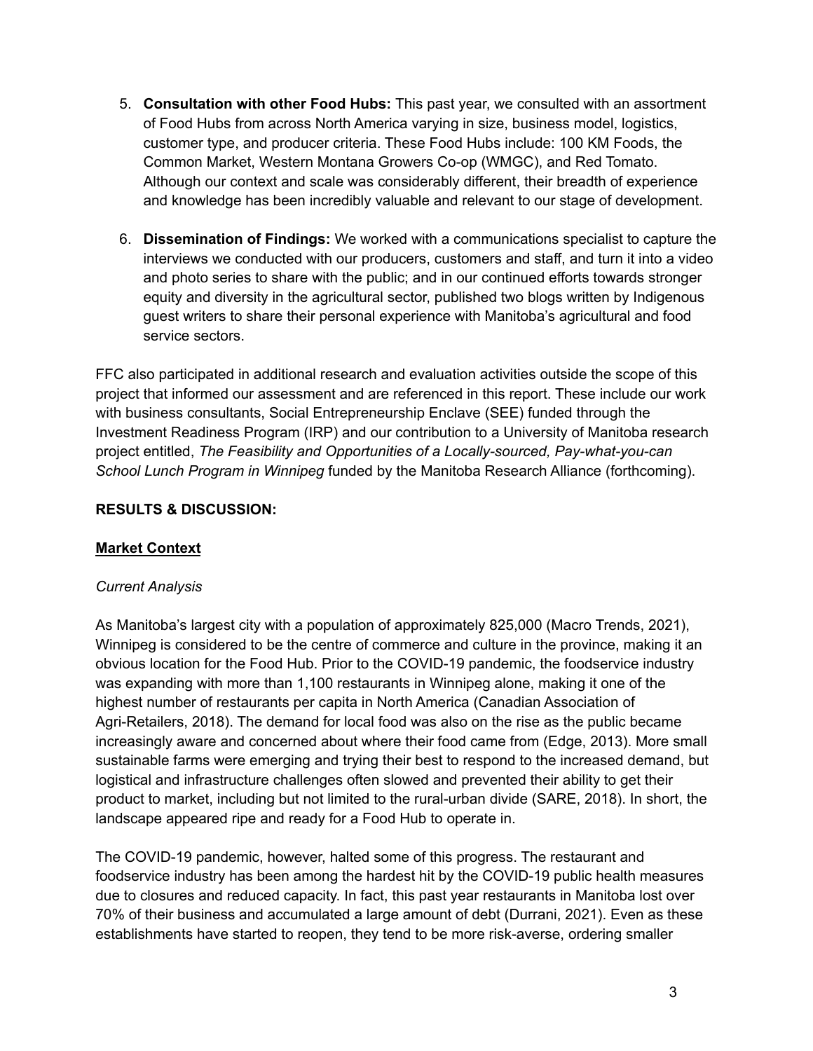5. **Consultation with other Food Hubs:** This past year, we consulted with an assortment of Food Hubs from across North America varying in size, business model, logistics, customer type, and producer criteria. These Food Hubs include: 100 KM Foods, the Common Market, Western Montana Growers Co-op (WMGC), and Red Tomato. Although our context and scale was considerably different, their breadth of experience and knowledge has been incredibly valuable and relevant to our stage of development.

6. **Dissemination of Findings:** We worked with a communications specialist to capture the interviews we conducted with our producers, customers and staff, and turn it into a video and photo series to share with the public; and in our continued efforts towards stronger equity and diversity in the agricultural sector, published two blogs written by Indigenous guest writers to share their personal experience with Manitoba's agricultural and food service sectors.

FFC also participated in additional research and evaluation activities outside the scope of this project that informed our assessment and are referenced in this report. These include our work with business consultants, Social Entrepreneurship Enclave (SEE) funded through the Investment Readiness Program (IRP) and our contribution to a University of Manitoba research project entitled, *The Feasibility and Opportunities of a Locally-sourced, Pay-what-you-can School Lunch Program in Winnipeg* funded by the Manitoba Research Alliance (forthcoming).

## RESULTS & DISCUSSION:

### Market Context

*Current Analysis*

As Manitoba's largest city with a population of approximately 825,000 (Macro Trends, 2021), Winnipeg is considered to be the centre of commerce and culture in the province, making it an obvious location for the Food Hub. Prior to the COVID-19 pandemic, the foodservice industry was expanding with more than 1,100 restaurants in Winnipeg alone, making it one of the highest number of restaurants per capita in North America (Canadian Association of Agri-Retailers, 2018). The demand for local food was also on the rise as the public became increasingly aware and concerned about where their food came from (Edge, 2013). More small sustainable farms were emerging and trying their best to respond to the increased demand, but logistical and infrastructure challenges often slowed and prevented their ability to get their product to market, including but not limited to the rural-urban divide (SARE, 2018). In short, the landscape appeared ripe and ready for a Food Hub to operate in.

The COVID-19 pandemic, however, halted some of this progress. The restaurant and foodservice industry has been among the hardest hit by the COVID-19 public health measures due to closures and reduced capacity. In fact, this past year restaurants in Manitoba lost over 70% of their business and accumulated a large amount of debt (Durrani, 2021). Even as these establishments have started to reopen, they tend to be more risk-averse, ordering smaller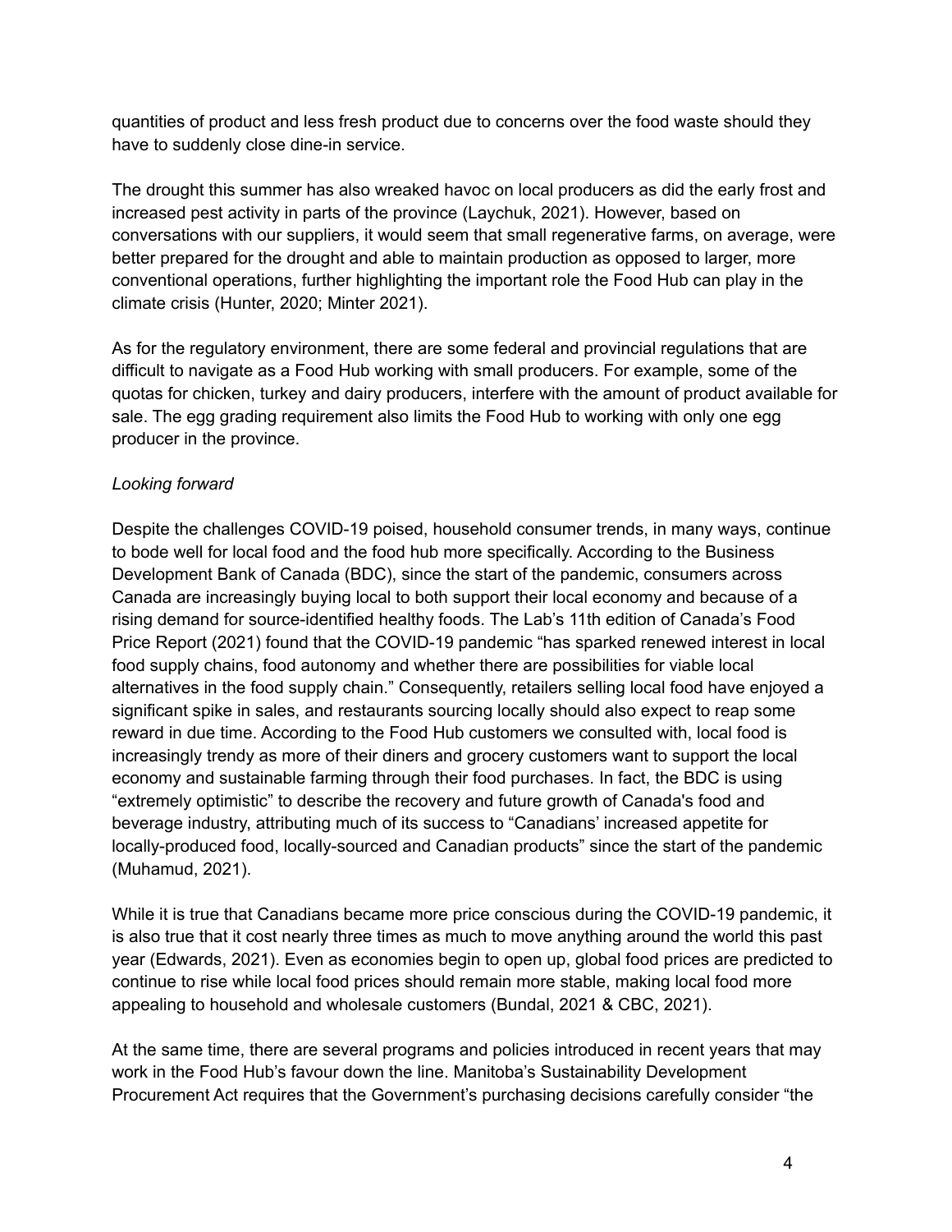quantities of product and less fresh product due to concerns over the food waste should they have to suddenly close dine-in service.

The drought this summer has also wreaked havoc on local producers as did the early frost and increased pest activity in parts of the province (Laychuk, 2021). However, based on conversations with our suppliers, it would seem that small regenerative farms, on average, were better prepared for the drought and able to maintain production as opposed to larger, more conventional operations, further highlighting the important role the Food Hub can play in the climate crisis (Hunter, 2020; Minter 2021).

As for the regulatory environment, there are some federal and provincial regulations that are difficult to navigate as a Food Hub working with small producers. For example, some of the quotas for chicken, turkey and dairy producers, interfere with the amount of product available for sale. The egg grading requirement also limits the Food Hub to working with only one egg producer in the province.

*Looking forward*

Despite the challenges COVID-19 poised, household consumer trends, in many ways, continue to bode well for local food and the food hub more specifically. According to the Business Development Bank of Canada (BDC), since the start of the pandemic, consumers across Canada are increasingly buying local to both support their local economy and because of a rising demand for source-identified healthy foods. The Lab's 11th edition of Canada's Food Price Report (2021) found that the COVID-19 pandemic "has sparked renewed interest in local food supply chains, food autonomy and whether there are possibilities for viable local alternatives in the food supply chain." Consequently, retailers selling local food have enjoyed a significant spike in sales, and restaurants sourcing locally should also expect to reap some reward in due time. According to the Food Hub customers we consulted with, local food is increasingly trendy as more of their diners and grocery customers want to support the local economy and sustainable farming through their food purchases. In fact, the BDC is using "extremely optimistic" to describe the recovery and future growth of Canada's food and beverage industry, attributing much of its success to "Canadians' increased appetite for locally-produced food, locally-sourced and Canadian products" since the start of the pandemic (Muhamud, 2021).

While it is true that Canadians became more price conscious during the COVID-19 pandemic, it is also true that it cost nearly three times as much to move anything around the world this past year (Edwards, 2021). Even as economies begin to open up, global food prices are predicted to continue to rise while local food prices should remain more stable, making local food more appealing to household and wholesale customers (Bundal, 2021 & CBC, 2021).

At the same time, there are several programs and policies introduced in recent years that may work in the Food Hub's favour down the line. Manitoba's Sustainability Development Procurement Act requires that the Government's purchasing decisions carefully consider "the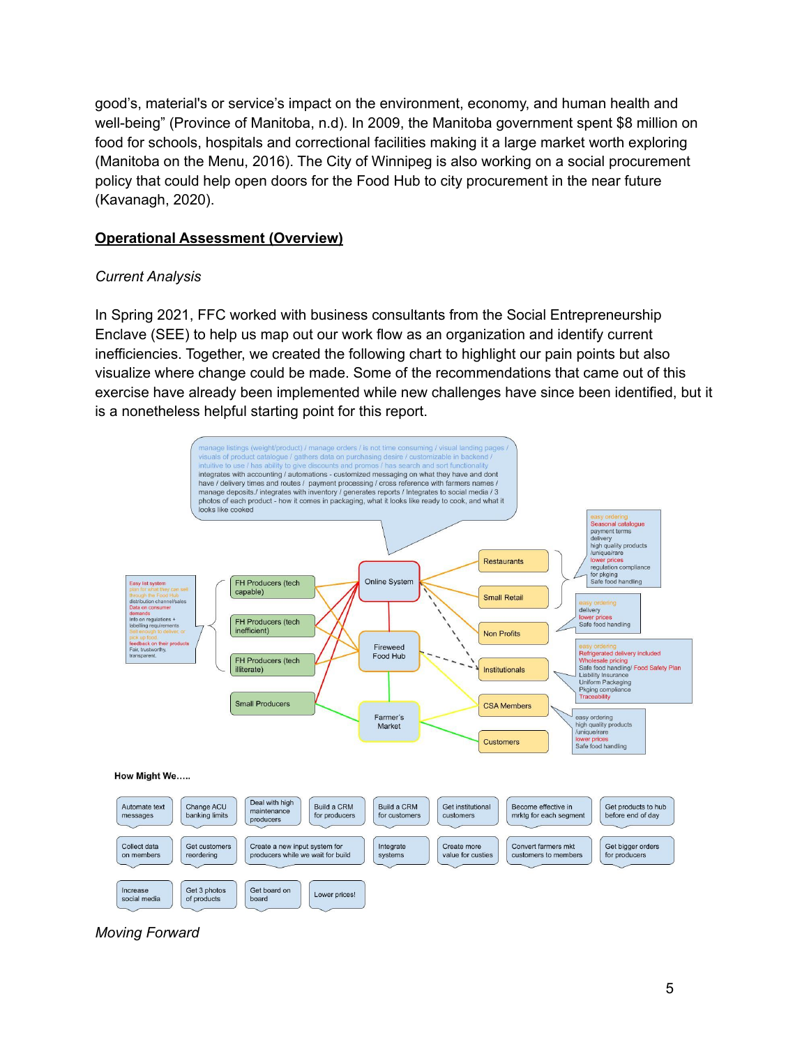good's, material's or service's impact on the environment, economy, and human health and well-being" (Province of Manitoba, n.d). In 2009, the Manitoba government spent $8 million on food for schools, hospitals and correctional facilities making it a large market worth exploring (Manitoba on the Menu, 2016). The City of Winnipeg is also working on a social procurement policy that could help open doors for the Food Hub to city procurement in the near future (Kavanagh, 2020).

## Operational Assessment (Overview)

*Current Analysis*

In Spring 2021, FFC worked with business consultants from the Social Entrepreneurship Enclave (SEE) to help us map out our work flow as an organization and identify current inefficiencies. Together, we created the following chart to highlight our pain points but also visualize where change could be made. Some of the recommendations that came out of this exercise have already been implemented while new challenges have since been identified, but it is a nonetheless helpful starting point for this report.

manage listings (weight/product) / manage orders / is not time consuming / visual landing pages / visuals of product catalogue / gathers data on purchasing desire / customizable in backend / intuitive to use / has ability to give discounts and promos / has search and sort functionality integrates with accounting / automations - customized messaging on what they have and dont have / delivery times and routes / payment processing / cross reference with farmers names / manage deposits./ integrates with inventory / generates reports / Integrates to social media / 3 photos of each product - how it comes in packaging, what it looks like ready to cook, and what it looks like cooked

Easy list system
plan for what they can sell through the Food Hub
distribution channel/sales
Data on consumer demands
Info on regulations + labelling requirements
Sell enough to deliver, or pick up food
feedback on their products
Fair, trustworthy, transparent.

FH Producers (tech capable)

FH Producers (tech inefficient)

FH Producers (tech illiterate)

Small Producers

Online System

Fireweed Food Hub

Farmer's Market

Restaurants

Small Retail

Non Profits

Institutionals

CSA Members

Customers

easy ordering
Seasonal catalogue
payment terms
delivery
high quality products /unique/rare
lower prices
regulation compliance for pkging
Safe food handling

easy ordering
delivery
lower prices
Safe food handling

easy ordering
Refrigerated delivery included
Wholesale pricing
Safe food handling/ Food Safety Plan
Liability Insurance
Uniform Packaging
Pkging compliance
Traceability

easy ordering
high quality products /unique/rare
lower prices
Safe food handling

**How Might We.....**

- Automate text messages
- Change ACU banking limits
- Deal with high maintenance producers
- Build a CRM for producers
- Build a CRM for customers
- Get institutional customers
- Become effective in mrktg for each segment
- Get products to hub before end of day
- Collect data on members
- Get customers reordering
- Create a new input system for producers while we wait for build
- Integrate systems
- Create more value for custies
- Convert farmers mkt customers to members
- Get bigger orders for producers
- Increase social media
- Get 3 photos of products
- Get board on board
- Lower prices!

*Moving Forward*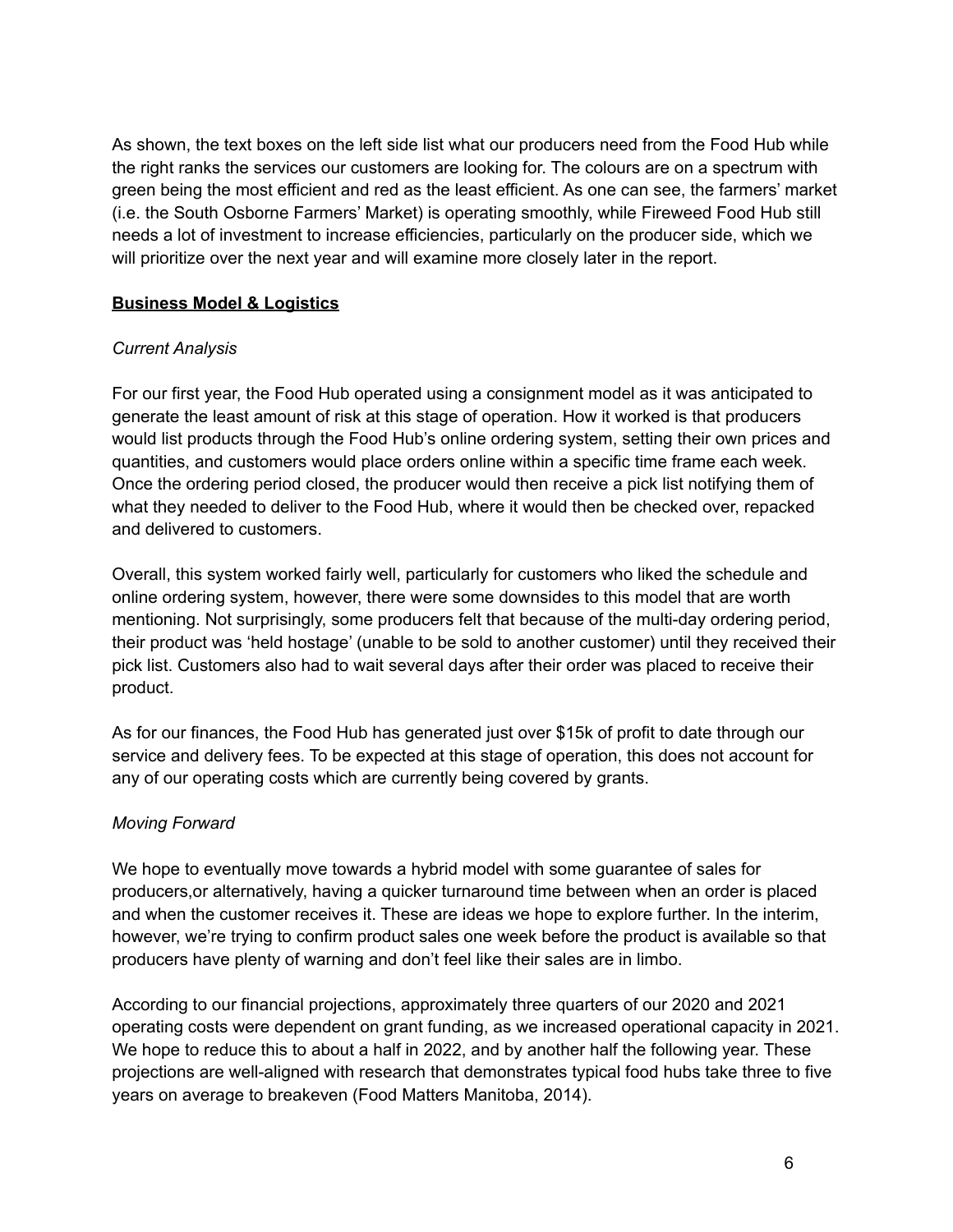As shown, the text boxes on the left side list what our producers need from the Food Hub while the right ranks the services our customers are looking for. The colours are on a spectrum with green being the most efficient and red as the least efficient. As one can see, the farmers' market (i.e. the South Osborne Farmers' Market) is operating smoothly, while Fireweed Food Hub still needs a lot of investment to increase efficiencies, particularly on the producer side, which we will prioritize over the next year and will examine more closely later in the report.

**Business Model & Logistics**

*Current Analysis*

For our first year, the Food Hub operated using a consignment model as it was anticipated to generate the least amount of risk at this stage of operation. How it worked is that producers would list products through the Food Hub's online ordering system, setting their own prices and quantities, and customers would place orders online within a specific time frame each week. Once the ordering period closed, the producer would then receive a pick list notifying them of what they needed to deliver to the Food Hub, where it would then be checked over, repacked and delivered to customers.

Overall, this system worked fairly well, particularly for customers who liked the schedule and online ordering system, however, there were some downsides to this model that are worth mentioning. Not surprisingly, some producers felt that because of the multi-day ordering period, their product was 'held hostage' (unable to be sold to another customer) until they received their pick list. Customers also had to wait several days after their order was placed to receive their product.

As for our finances, the Food Hub has generated just over $15k of profit to date through our service and delivery fees. To be expected at this stage of operation, this does not account for any of our operating costs which are currently being covered by grants.

*Moving Forward*

We hope to eventually move towards a hybrid model with some guarantee of sales for producers,or alternatively, having a quicker turnaround time between when an order is placed and when the customer receives it. These are ideas we hope to explore further. In the interim, however, we're trying to confirm product sales one week before the product is available so that producers have plenty of warning and don't feel like their sales are in limbo.

According to our financial projections, approximately three quarters of our 2020 and 2021 operating costs were dependent on grant funding, as we increased operational capacity in 2021. We hope to reduce this to about a half in 2022, and by another half the following year. These projections are well-aligned with research that demonstrates typical food hubs take three to five years on average to breakeven (Food Matters Manitoba, 2014).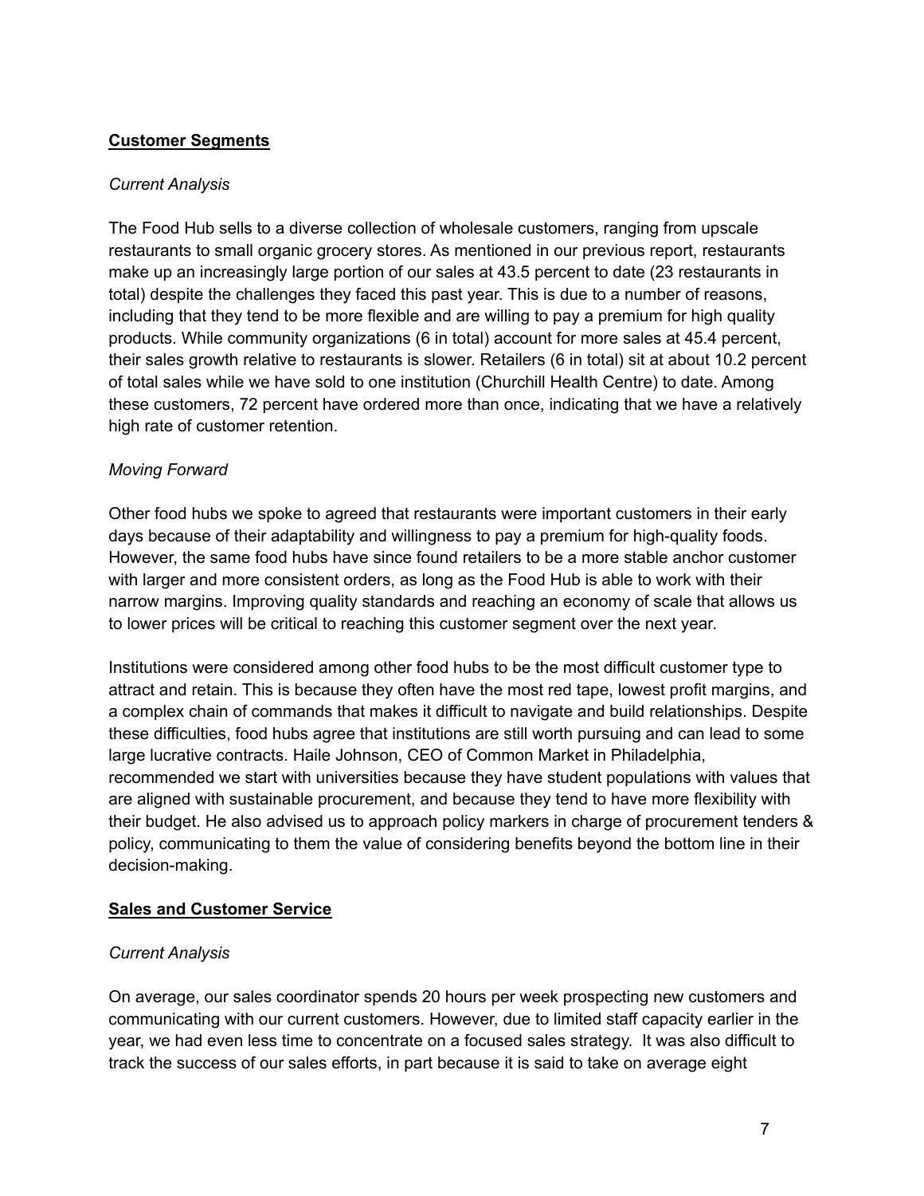## Customer Segments

*Current Analysis*

The Food Hub sells to a diverse collection of wholesale customers, ranging from upscale restaurants to small organic grocery stores. As mentioned in our previous report, restaurants make up an increasingly large portion of our sales at 43.5 percent to date (23 restaurants in total) despite the challenges they faced this past year. This is due to a number of reasons, including that they tend to be more flexible and are willing to pay a premium for high quality products. While community organizations (6 in total) account for more sales at 45.4 percent, their sales growth relative to restaurants is slower. Retailers (6 in total) sit at about 10.2 percent of total sales while we have sold to one institution (Churchill Health Centre) to date. Among these customers, 72 percent have ordered more than once, indicating that we have a relatively high rate of customer retention.

*Moving Forward*

Other food hubs we spoke to agreed that restaurants were important customers in their early days because of their adaptability and willingness to pay a premium for high-quality foods. However, the same food hubs have since found retailers to be a more stable anchor customer with larger and more consistent orders, as long as the Food Hub is able to work with their narrow margins. Improving quality standards and reaching an economy of scale that allows us to lower prices will be critical to reaching this customer segment over the next year.

Institutions were considered among other food hubs to be the most difficult customer type to attract and retain. This is because they often have the most red tape, lowest profit margins, and a complex chain of commands that makes it difficult to navigate and build relationships. Despite these difficulties, food hubs agree that institutions are still worth pursuing and can lead to some large lucrative contracts. Haile Johnson, CEO of Common Market in Philadelphia, recommended we start with universities because they have student populations with values that are aligned with sustainable procurement, and because they tend to have more flexibility with their budget. He also advised us to approach policy markers in charge of procurement tenders & policy, communicating to them the value of considering benefits beyond the bottom line in their decision-making.

## Sales and Customer Service

*Current Analysis*

On average, our sales coordinator spends 20 hours per week prospecting new customers and communicating with our current customers. However, due to limited staff capacity earlier in the year, we had even less time to concentrate on a focused sales strategy. It was also difficult to track the success of our sales efforts, in part because it is said to take on average eight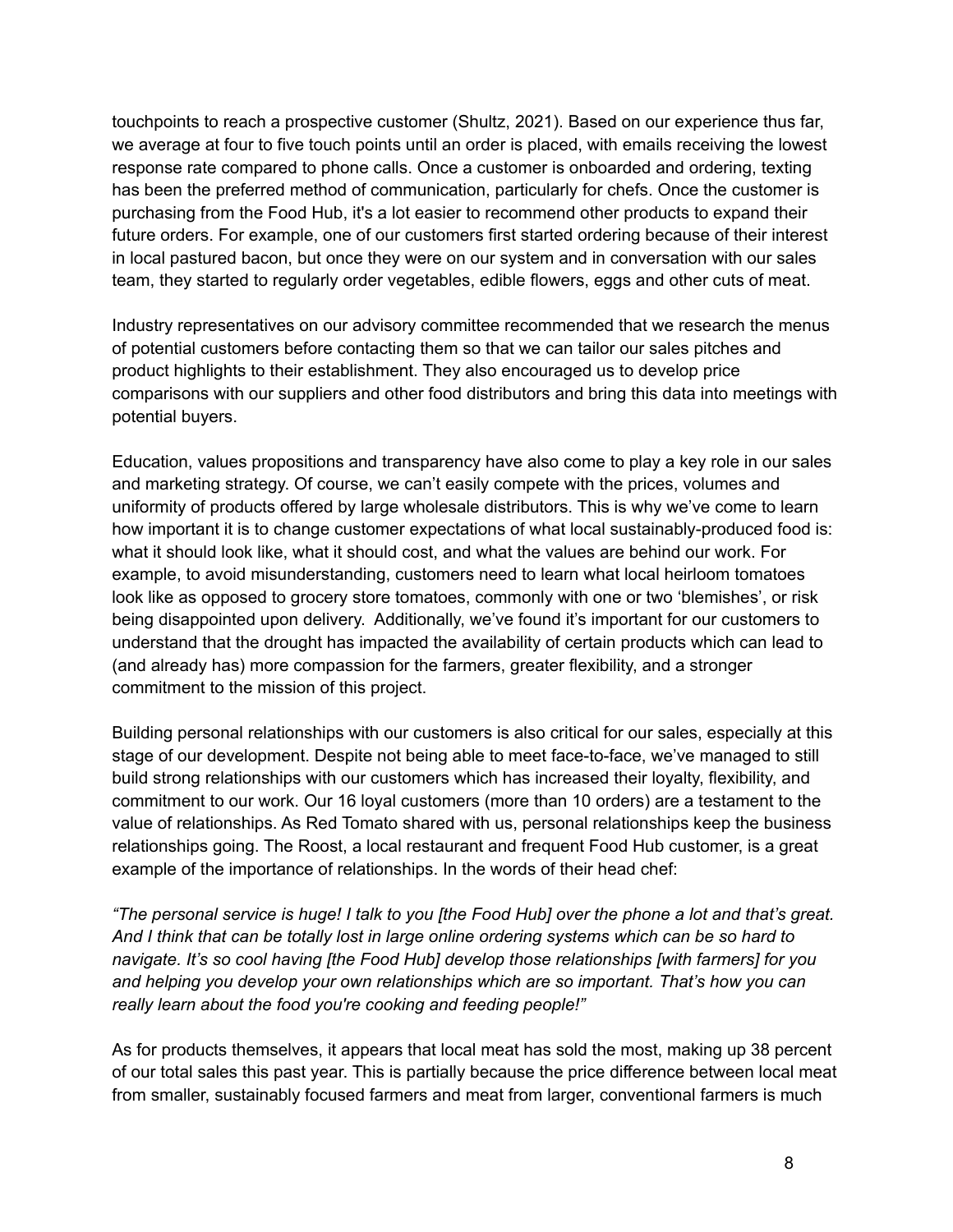touchpoints to reach a prospective customer (Shultz, 2021). Based on our experience thus far, we average at four to five touch points until an order is placed, with emails receiving the lowest response rate compared to phone calls. Once a customer is onboarded and ordering, texting has been the preferred method of communication, particularly for chefs. Once the customer is purchasing from the Food Hub, it's a lot easier to recommend other products to expand their future orders. For example, one of our customers first started ordering because of their interest in local pastured bacon, but once they were on our system and in conversation with our sales team, they started to regularly order vegetables, edible flowers, eggs and other cuts of meat.

Industry representatives on our advisory committee recommended that we research the menus of potential customers before contacting them so that we can tailor our sales pitches and product highlights to their establishment. They also encouraged us to develop price comparisons with our suppliers and other food distributors and bring this data into meetings with potential buyers.

Education, values propositions and transparency have also come to play a key role in our sales and marketing strategy. Of course, we can't easily compete with the prices, volumes and uniformity of products offered by large wholesale distributors. This is why we've come to learn how important it is to change customer expectations of what local sustainably-produced food is: what it should look like, what it should cost, and what the values are behind our work. For example, to avoid misunderstanding, customers need to learn what local heirloom tomatoes look like as opposed to grocery store tomatoes, commonly with one or two 'blemishes', or risk being disappointed upon delivery. Additionally, we've found it's important for our customers to understand that the drought has impacted the availability of certain products which can lead to (and already has) more compassion for the farmers, greater flexibility, and a stronger commitment to the mission of this project.

Building personal relationships with our customers is also critical for our sales, especially at this stage of our development. Despite not being able to meet face-to-face, we've managed to still build strong relationships with our customers which has increased their loyalty, flexibility, and commitment to our work. Our 16 loyal customers (more than 10 orders) are a testament to the value of relationships. As Red Tomato shared with us, personal relationships keep the business relationships going. The Roost, a local restaurant and frequent Food Hub customer, is a great example of the importance of relationships. In the words of their head chef:

*"The personal service is huge! I talk to you [the Food Hub] over the phone a lot and that's great. And I think that can be totally lost in large online ordering systems which can be so hard to navigate. It's so cool having [the Food Hub] develop those relationships [with farmers] for you and helping you develop your own relationships which are so important. That's how you can really learn about the food you're cooking and feeding people!"*

As for products themselves, it appears that local meat has sold the most, making up 38 percent of our total sales this past year. This is partially because the price difference between local meat from smaller, sustainably focused farmers and meat from larger, conventional farmers is much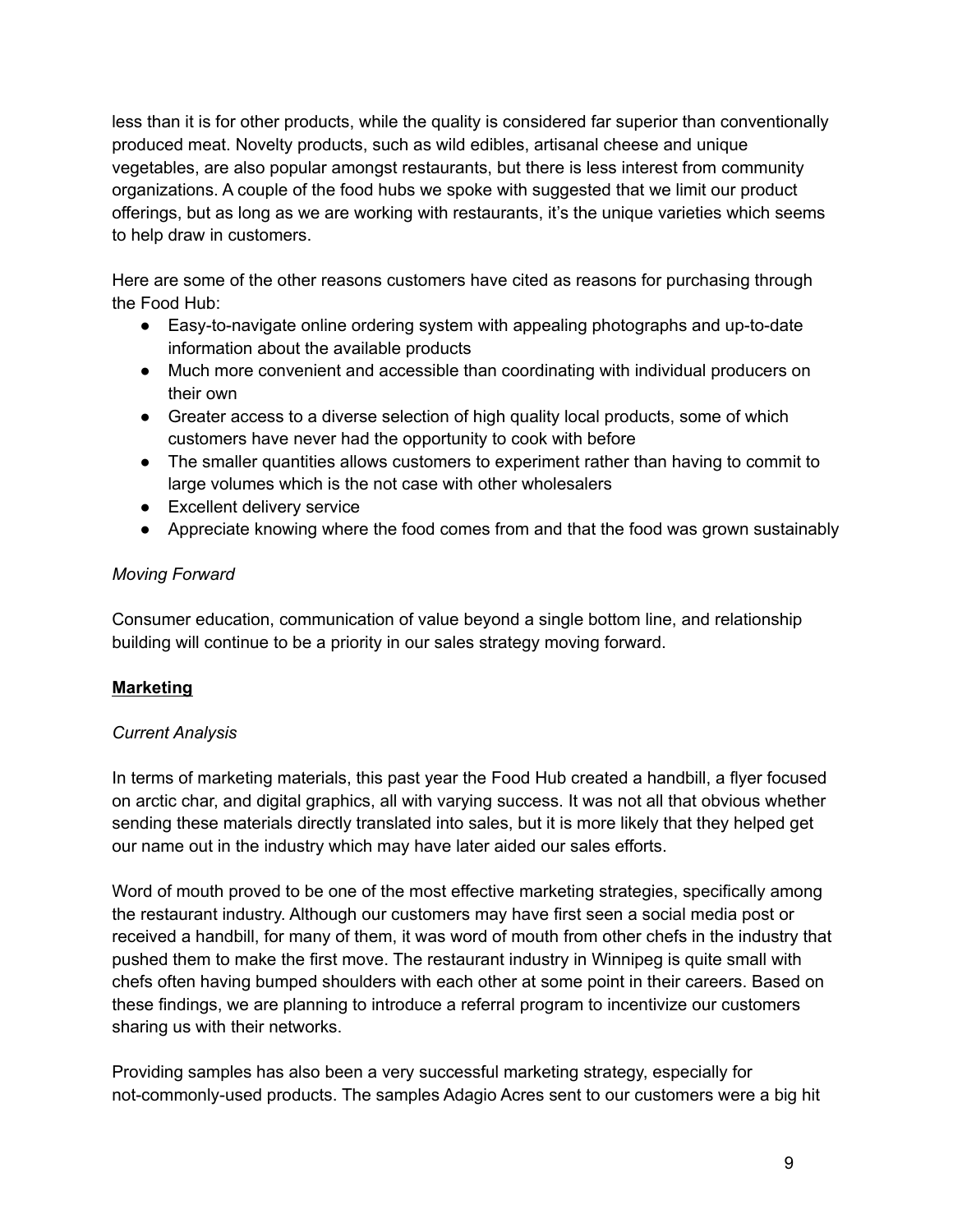less than it is for other products, while the quality is considered far superior than conventionally produced meat. Novelty products, such as wild edibles, artisanal cheese and unique vegetables, are also popular amongst restaurants, but there is less interest from community organizations. A couple of the food hubs we spoke with suggested that we limit our product offerings, but as long as we are working with restaurants, it's the unique varieties which seems to help draw in customers.

Here are some of the other reasons customers have cited as reasons for purchasing through the Food Hub:

- Easy-to-navigate online ordering system with appealing photographs and up-to-date information about the available products
- Much more convenient and accessible than coordinating with individual producers on their own
- Greater access to a diverse selection of high quality local products, some of which customers have never had the opportunity to cook with before
- The smaller quantities allows customers to experiment rather than having to commit to large volumes which is the not case with other wholesalers
- Excellent delivery service
- Appreciate knowing where the food comes from and that the food was grown sustainably

*Moving Forward*

Consumer education, communication of value beyond a single bottom line, and relationship building will continue to be a priority in our sales strategy moving forward.

## **<u>Marketing</u>**

*Current Analysis*

In terms of marketing materials, this past year the Food Hub created a handbill, a flyer focused on arctic char, and digital graphics, all with varying success. It was not all that obvious whether sending these materials directly translated into sales, but it is more likely that they helped get our name out in the industry which may have later aided our sales efforts.

Word of mouth proved to be one of the most effective marketing strategies, specifically among the restaurant industry. Although our customers may have first seen a social media post or received a handbill, for many of them, it was word of mouth from other chefs in the industry that pushed them to make the first move. The restaurant industry in Winnipeg is quite small with chefs often having bumped shoulders with each other at some point in their careers. Based on these findings, we are planning to introduce a referral program to incentivize our customers sharing us with their networks.

Providing samples has also been a very successful marketing strategy, especially for not-commonly-used products. The samples Adagio Acres sent to our customers were a big hit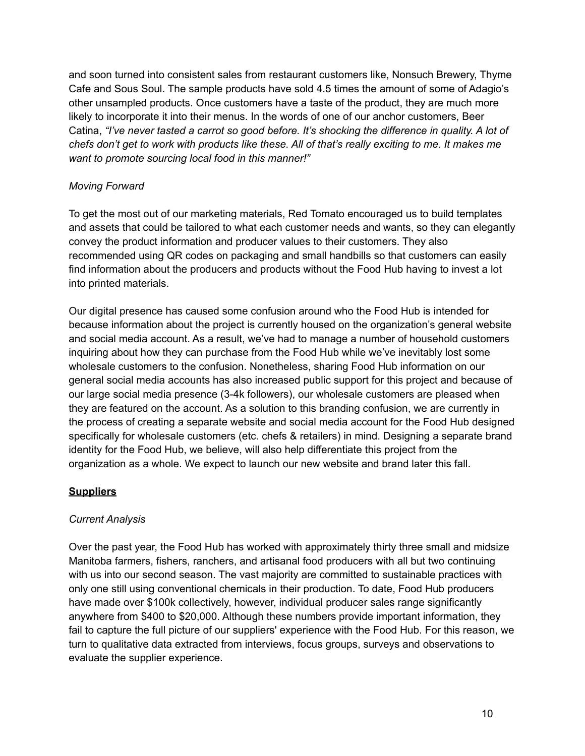and soon turned into consistent sales from restaurant customers like, Nonsuch Brewery, Thyme Cafe and Sous Soul. The sample products have sold 4.5 times the amount of some of Adagio's other unsampled products. Once customers have a taste of the product, they are much more likely to incorporate it into their menus. In the words of one of our anchor customers, Beer Catina, *"I've never tasted a carrot so good before. It's shocking the difference in quality. A lot of chefs don't get to work with products like these. All of that's really exciting to me. It makes me want to promote sourcing local food in this manner!"*

*Moving Forward*

To get the most out of our marketing materials, Red Tomato encouraged us to build templates and assets that could be tailored to what each customer needs and wants, so they can elegantly convey the product information and producer values to their customers. They also recommended using QR codes on packaging and small handbills so that customers can easily find information about the producers and products without the Food Hub having to invest a lot into printed materials.

Our digital presence has caused some confusion around who the Food Hub is intended for because information about the project is currently housed on the organization's general website and social media account. As a result, we've had to manage a number of household customers inquiring about how they can purchase from the Food Hub while we've inevitably lost some wholesale customers to the confusion. Nonetheless, sharing Food Hub information on our general social media accounts has also increased public support for this project and because of our large social media presence (3-4k followers), our wholesale customers are pleased when they are featured on the account. As a solution to this branding confusion, we are currently in the process of creating a separate website and social media account for the Food Hub designed specifically for wholesale customers (etc. chefs & retailers) in mind. Designing a separate brand identity for the Food Hub, we believe, will also help differentiate this project from the organization as a whole. We expect to launch our new website and brand later this fall.

## <u>Suppliers</u>

*Current Analysis*

Over the past year, the Food Hub has worked with approximately thirty three small and midsize Manitoba farmers, fishers, ranchers, and artisanal food producers with all but two continuing with us into our second season. The vast majority are committed to sustainable practices with only one still using conventional chemicals in their production. To date, Food Hub producers have made over $100k collectively, however, individual producer sales range significantly anywhere from $400 to $20,000. Although these numbers provide important information, they fail to capture the full picture of our suppliers' experience with the Food Hub. For this reason, we turn to qualitative data extracted from interviews, focus groups, surveys and observations to evaluate the supplier experience.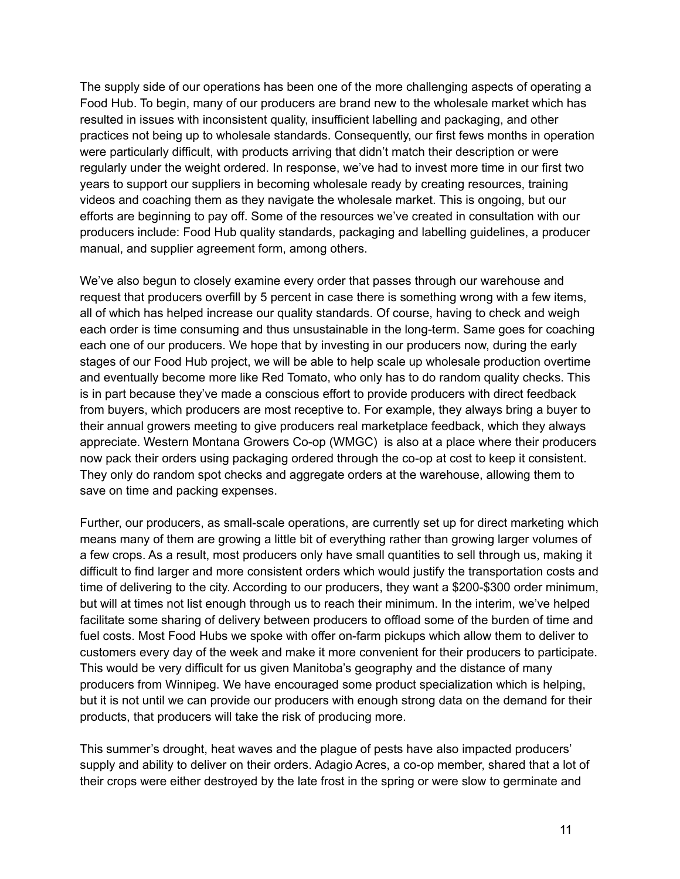The supply side of our operations has been one of the more challenging aspects of operating a Food Hub. To begin, many of our producers are brand new to the wholesale market which has resulted in issues with inconsistent quality, insufficient labelling and packaging, and other practices not being up to wholesale standards. Consequently, our first fews months in operation were particularly difficult, with products arriving that didn't match their description or were regularly under the weight ordered. In response, we've had to invest more time in our first two years to support our suppliers in becoming wholesale ready by creating resources, training videos and coaching them as they navigate the wholesale market. This is ongoing, but our efforts are beginning to pay off. Some of the resources we've created in consultation with our producers include: Food Hub quality standards, packaging and labelling guidelines, a producer manual, and supplier agreement form, among others.

We've also begun to closely examine every order that passes through our warehouse and request that producers overfill by 5 percent in case there is something wrong with a few items, all of which has helped increase our quality standards. Of course, having to check and weigh each order is time consuming and thus unsustainable in the long-term. Same goes for coaching each one of our producers. We hope that by investing in our producers now, during the early stages of our Food Hub project, we will be able to help scale up wholesale production overtime and eventually become more like Red Tomato, who only has to do random quality checks. This is in part because they've made a conscious effort to provide producers with direct feedback from buyers, which producers are most receptive to. For example, they always bring a buyer to their annual growers meeting to give producers real marketplace feedback, which they always appreciate. Western Montana Growers Co-op (WMGC) is also at a place where their producers now pack their orders using packaging ordered through the co-op at cost to keep it consistent. They only do random spot checks and aggregate orders at the warehouse, allowing them to save on time and packing expenses.

Further, our producers, as small-scale operations, are currently set up for direct marketing which means many of them are growing a little bit of everything rather than growing larger volumes of a few crops. As a result, most producers only have small quantities to sell through us, making it difficult to find larger and more consistent orders which would justify the transportation costs and time of delivering to the city. According to our producers, they want a $200-$300 order minimum, but will at times not list enough through us to reach their minimum. In the interim, we've helped facilitate some sharing of delivery between producers to offload some of the burden of time and fuel costs. Most Food Hubs we spoke with offer on-farm pickups which allow them to deliver to customers every day of the week and make it more convenient for their producers to participate. This would be very difficult for us given Manitoba's geography and the distance of many producers from Winnipeg. We have encouraged some product specialization which is helping, but it is not until we can provide our producers with enough strong data on the demand for their products, that producers will take the risk of producing more.

This summer's drought, heat waves and the plague of pests have also impacted producers' supply and ability to deliver on their orders. Adagio Acres, a co-op member, shared that a lot of their crops were either destroyed by the late frost in the spring or were slow to germinate and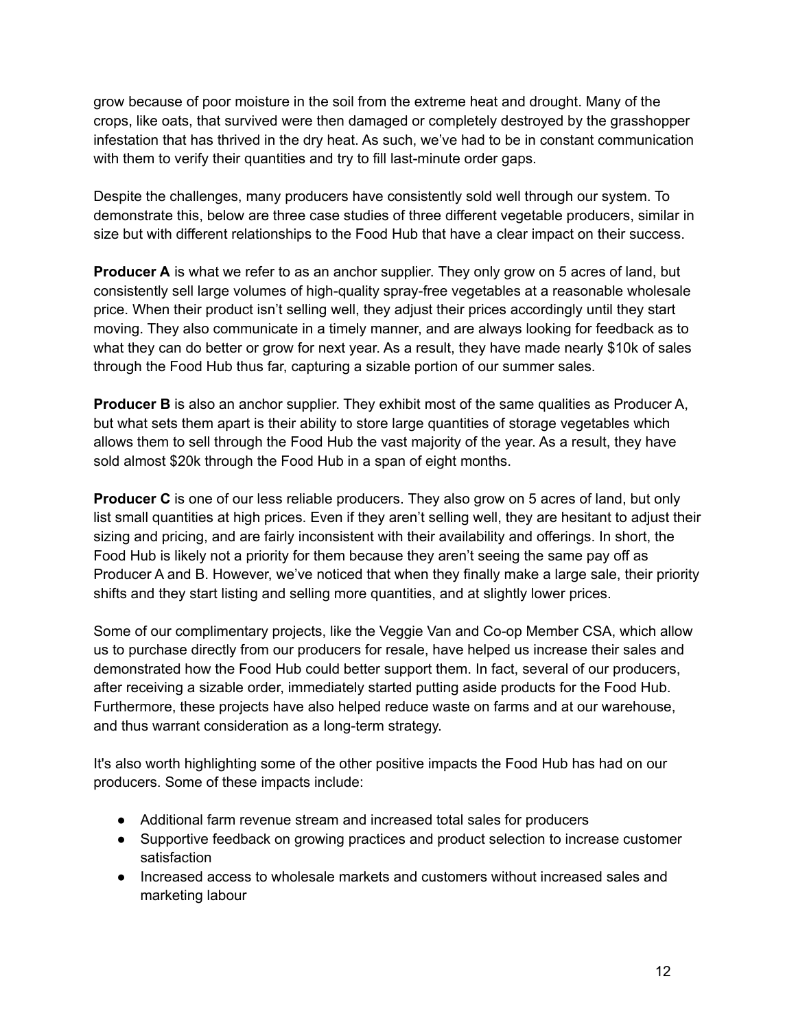grow because of poor moisture in the soil from the extreme heat and drought. Many of the crops, like oats, that survived were then damaged or completely destroyed by the grasshopper infestation that has thrived in the dry heat. As such, we've had to be in constant communication with them to verify their quantities and try to fill last-minute order gaps.

Despite the challenges, many producers have consistently sold well through our system. To demonstrate this, below are three case studies of three different vegetable producers, similar in size but with different relationships to the Food Hub that have a clear impact on their success.

**Producer A** is what we refer to as an anchor supplier. They only grow on 5 acres of land, but consistently sell large volumes of high-quality spray-free vegetables at a reasonable wholesale price. When their product isn't selling well, they adjust their prices accordingly until they start moving. They also communicate in a timely manner, and are always looking for feedback as to what they can do better or grow for next year. As a result, they have made nearly $10k of sales through the Food Hub thus far, capturing a sizable portion of our summer sales.

**Producer B** is also an anchor supplier. They exhibit most of the same qualities as Producer A, but what sets them apart is their ability to store large quantities of storage vegetables which allows them to sell through the Food Hub the vast majority of the year. As a result, they have sold almost $20k through the Food Hub in a span of eight months.

**Producer C** is one of our less reliable producers. They also grow on 5 acres of land, but only list small quantities at high prices. Even if they aren't selling well, they are hesitant to adjust their sizing and pricing, and are fairly inconsistent with their availability and offerings. In short, the Food Hub is likely not a priority for them because they aren't seeing the same pay off as Producer A and B. However, we've noticed that when they finally make a large sale, their priority shifts and they start listing and selling more quantities, and at slightly lower prices.

Some of our complimentary projects, like the Veggie Van and Co-op Member CSA, which allow us to purchase directly from our producers for resale, have helped us increase their sales and demonstrated how the Food Hub could better support them. In fact, several of our producers, after receiving a sizable order, immediately started putting aside products for the Food Hub. Furthermore, these projects have also helped reduce waste on farms and at our warehouse, and thus warrant consideration as a long-term strategy.

It's also worth highlighting some of the other positive impacts the Food Hub has had on our producers. Some of these impacts include:

- Additional farm revenue stream and increased total sales for producers
- Supportive feedback on growing practices and product selection to increase customer satisfaction
- Increased access to wholesale markets and customers without increased sales and marketing labour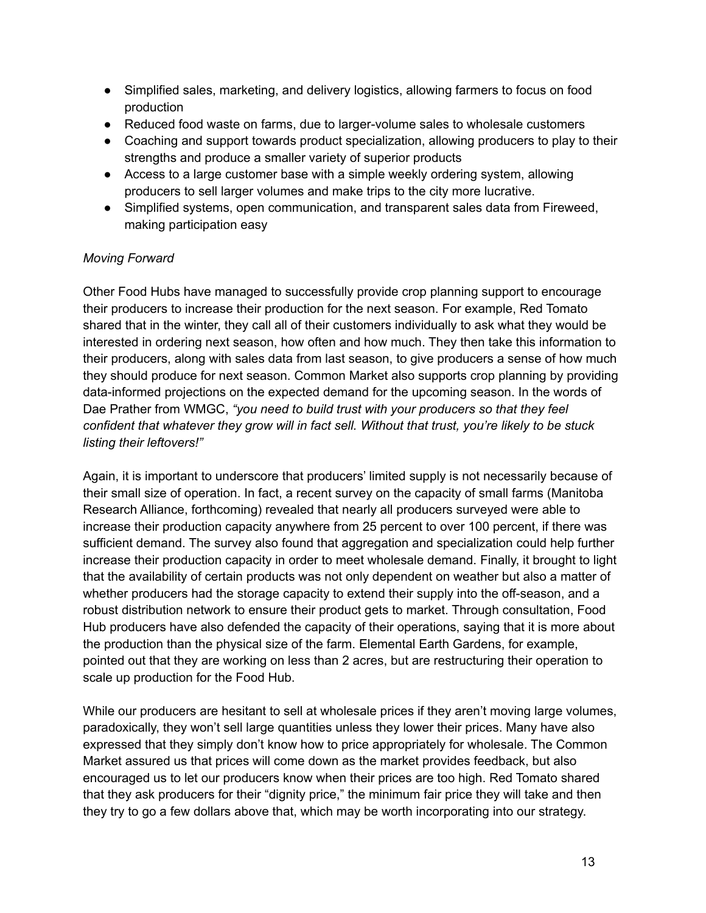- Simplified sales, marketing, and delivery logistics, allowing farmers to focus on food production
- Reduced food waste on farms, due to larger-volume sales to wholesale customers
- Coaching and support towards product specialization, allowing producers to play to their strengths and produce a smaller variety of superior products
- Access to a large customer base with a simple weekly ordering system, allowing producers to sell larger volumes and make trips to the city more lucrative.
- Simplified systems, open communication, and transparent sales data from Fireweed, making participation easy

*Moving Forward*

Other Food Hubs have managed to successfully provide crop planning support to encourage their producers to increase their production for the next season. For example, Red Tomato shared that in the winter, they call all of their customers individually to ask what they would be interested in ordering next season, how often and how much. They then take this information to their producers, along with sales data from last season, to give producers a sense of how much they should produce for next season. Common Market also supports crop planning by providing data-informed projections on the expected demand for the upcoming season. In the words of Dae Prather from WMGC, *"you need to build trust with your producers so that they feel confident that whatever they grow will in fact sell. Without that trust, you're likely to be stuck listing their leftovers!"*

Again, it is important to underscore that producers' limited supply is not necessarily because of their small size of operation. In fact, a recent survey on the capacity of small farms (Manitoba Research Alliance, forthcoming) revealed that nearly all producers surveyed were able to increase their production capacity anywhere from 25 percent to over 100 percent, if there was sufficient demand. The survey also found that aggregation and specialization could help further increase their production capacity in order to meet wholesale demand. Finally, it brought to light that the availability of certain products was not only dependent on weather but also a matter of whether producers had the storage capacity to extend their supply into the off-season, and a robust distribution network to ensure their product gets to market. Through consultation, Food Hub producers have also defended the capacity of their operations, saying that it is more about the production than the physical size of the farm. Elemental Earth Gardens, for example, pointed out that they are working on less than 2 acres, but are restructuring their operation to scale up production for the Food Hub.

While our producers are hesitant to sell at wholesale prices if they aren't moving large volumes, paradoxically, they won't sell large quantities unless they lower their prices. Many have also expressed that they simply don't know how to price appropriately for wholesale. The Common Market assured us that prices will come down as the market provides feedback, but also encouraged us to let our producers know when their prices are too high. Red Tomato shared that they ask producers for their "dignity price," the minimum fair price they will take and then they try to go a few dollars above that, which may be worth incorporating into our strategy.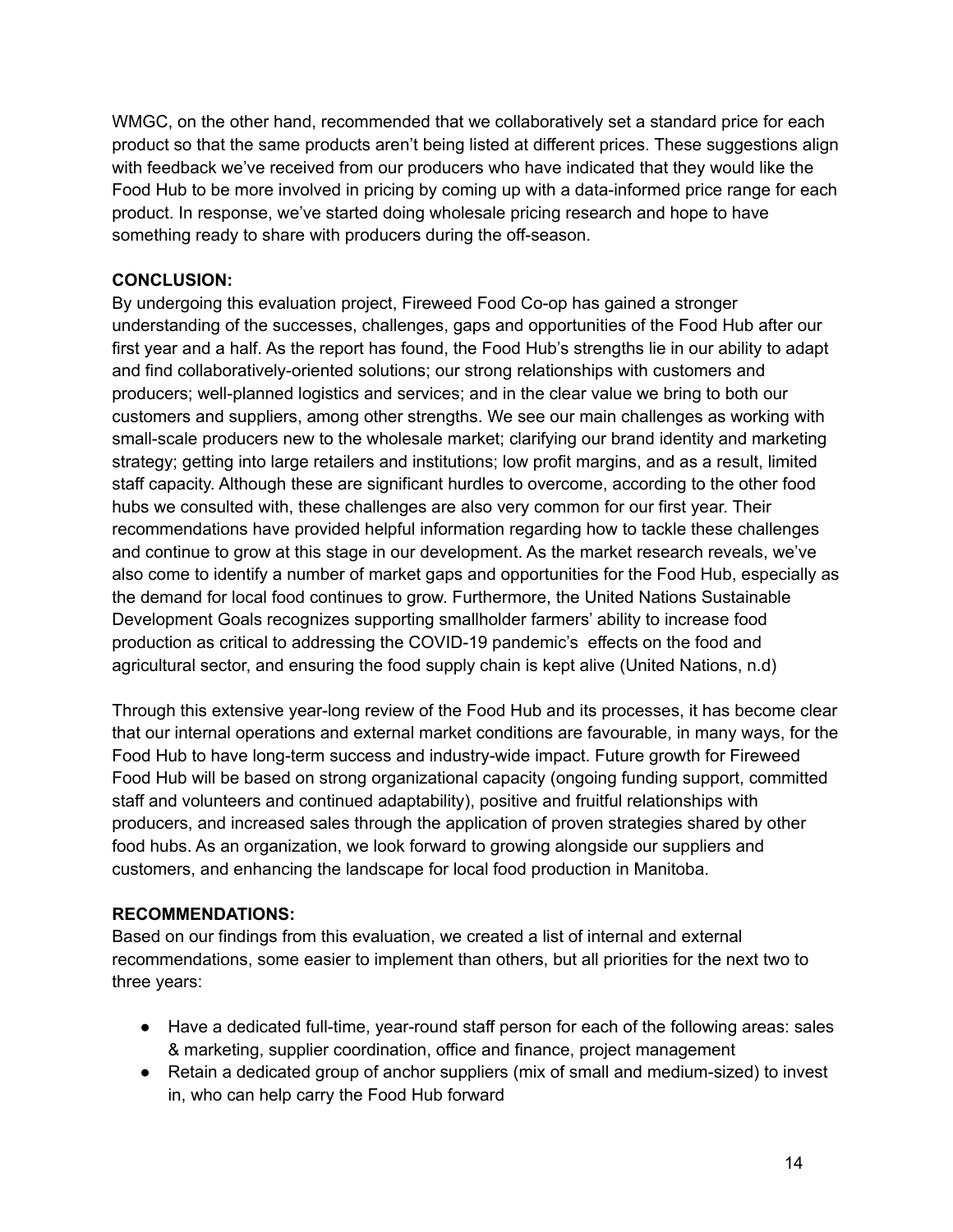WMGC, on the other hand, recommended that we collaboratively set a standard price for each product so that the same products aren't being listed at different prices. These suggestions align with feedback we've received from our producers who have indicated that they would like the Food Hub to be more involved in pricing by coming up with a data-informed price range for each product. In response, we've started doing wholesale pricing research and hope to have something ready to share with producers during the off-season.

**CONCLUSION:**

By undergoing this evaluation project, Fireweed Food Co-op has gained a stronger understanding of the successes, challenges, gaps and opportunities of the Food Hub after our first year and a half. As the report has found, the Food Hub's strengths lie in our ability to adapt and find collaboratively-oriented solutions; our strong relationships with customers and producers; well-planned logistics and services; and in the clear value we bring to both our customers and suppliers, among other strengths. We see our main challenges as working with small-scale producers new to the wholesale market; clarifying our brand identity and marketing strategy; getting into large retailers and institutions; low profit margins, and as a result, limited staff capacity. Although these are significant hurdles to overcome, according to the other food hubs we consulted with, these challenges are also very common for our first year. Their recommendations have provided helpful information regarding how to tackle these challenges and continue to grow at this stage in our development. As the market research reveals, we've also come to identify a number of market gaps and opportunities for the Food Hub, especially as the demand for local food continues to grow. Furthermore, the United Nations Sustainable Development Goals recognizes supporting smallholder farmers' ability to increase food production as critical to addressing the COVID-19 pandemic's effects on the food and agricultural sector, and ensuring the food supply chain is kept alive (United Nations, n.d)

Through this extensive year-long review of the Food Hub and its processes, it has become clear that our internal operations and external market conditions are favourable, in many ways, for the Food Hub to have long-term success and industry-wide impact. Future growth for Fireweed Food Hub will be based on strong organizational capacity (ongoing funding support, committed staff and volunteers and continued adaptability), positive and fruitful relationships with producers, and increased sales through the application of proven strategies shared by other food hubs. As an organization, we look forward to growing alongside our suppliers and customers, and enhancing the landscape for local food production in Manitoba.

**RECOMMENDATIONS:**

Based on our findings from this evaluation, we created a list of internal and external recommendations, some easier to implement than others, but all priorities for the next two to three years:

- Have a dedicated full-time, year-round staff person for each of the following areas: sales & marketing, supplier coordination, office and finance, project management
- Retain a dedicated group of anchor suppliers (mix of small and medium-sized) to invest in, who can help carry the Food Hub forward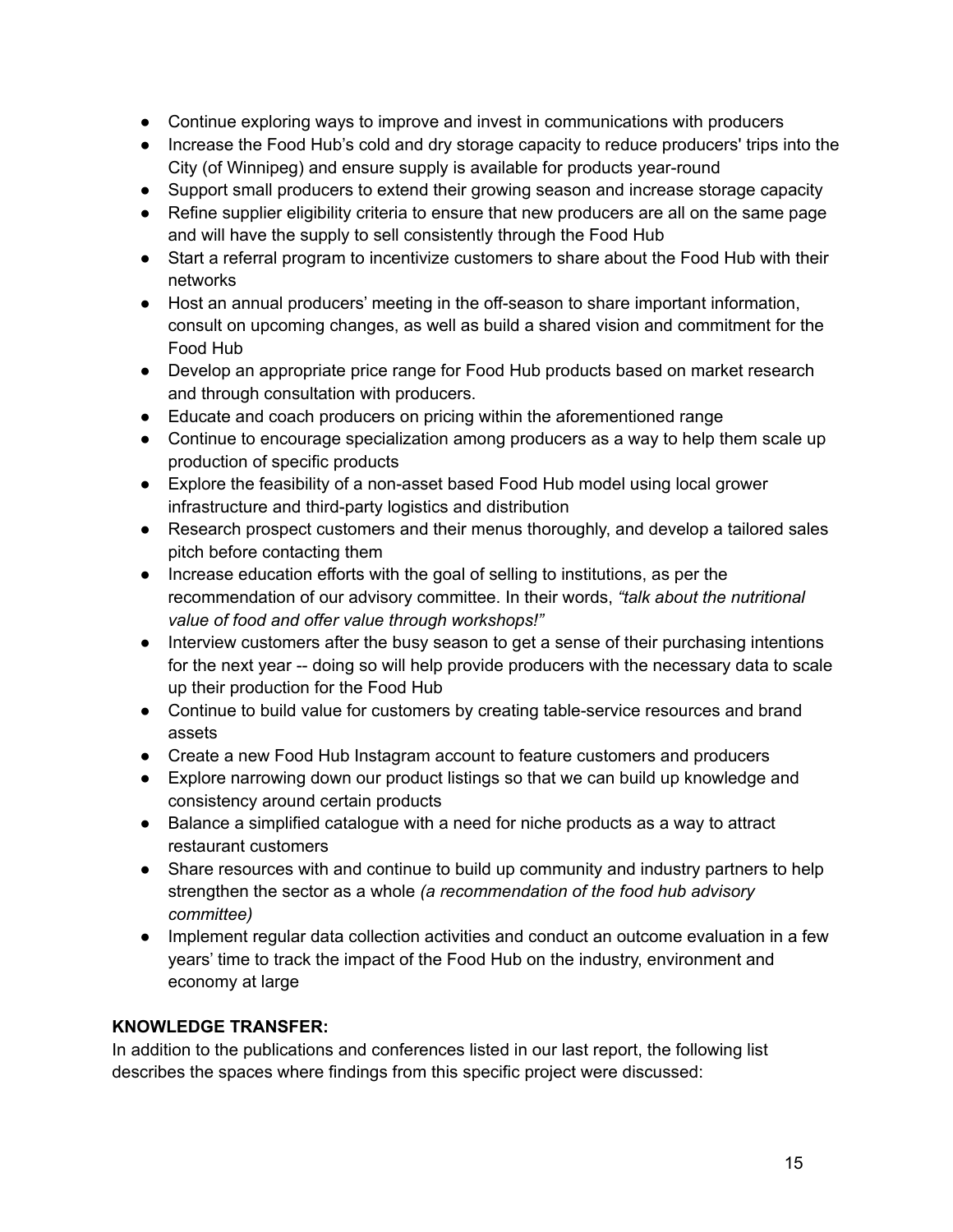- Continue exploring ways to improve and invest in communications with producers
- Increase the Food Hub's cold and dry storage capacity to reduce producers' trips into the City (of Winnipeg) and ensure supply is available for products year-round
- Support small producers to extend their growing season and increase storage capacity
- Refine supplier eligibility criteria to ensure that new producers are all on the same page and will have the supply to sell consistently through the Food Hub
- Start a referral program to incentivize customers to share about the Food Hub with their networks
- Host an annual producers' meeting in the off-season to share important information, consult on upcoming changes, as well as build a shared vision and commitment for the Food Hub
- Develop an appropriate price range for Food Hub products based on market research and through consultation with producers.
- Educate and coach producers on pricing within the aforementioned range
- Continue to encourage specialization among producers as a way to help them scale up production of specific products
- Explore the feasibility of a non-asset based Food Hub model using local grower infrastructure and third-party logistics and distribution
- Research prospect customers and their menus thoroughly, and develop a tailored sales pitch before contacting them
- Increase education efforts with the goal of selling to institutions, as per the recommendation of our advisory committee. In their words, *"talk about the nutritional value of food and offer value through workshops!"*
- Interview customers after the busy season to get a sense of their purchasing intentions for the next year -- doing so will help provide producers with the necessary data to scale up their production for the Food Hub
- Continue to build value for customers by creating table-service resources and brand assets
- Create a new Food Hub Instagram account to feature customers and producers
- Explore narrowing down our product listings so that we can build up knowledge and consistency around certain products
- Balance a simplified catalogue with a need for niche products as a way to attract restaurant customers
- Share resources with and continue to build up community and industry partners to help strengthen the sector as a whole *(a recommendation of the food hub advisory committee)*
- Implement regular data collection activities and conduct an outcome evaluation in a few years' time to track the impact of the Food Hub on the industry, environment and economy at large

**KNOWLEDGE TRANSFER:**

In addition to the publications and conferences listed in our last report, the following list describes the spaces where findings from this specific project were discussed: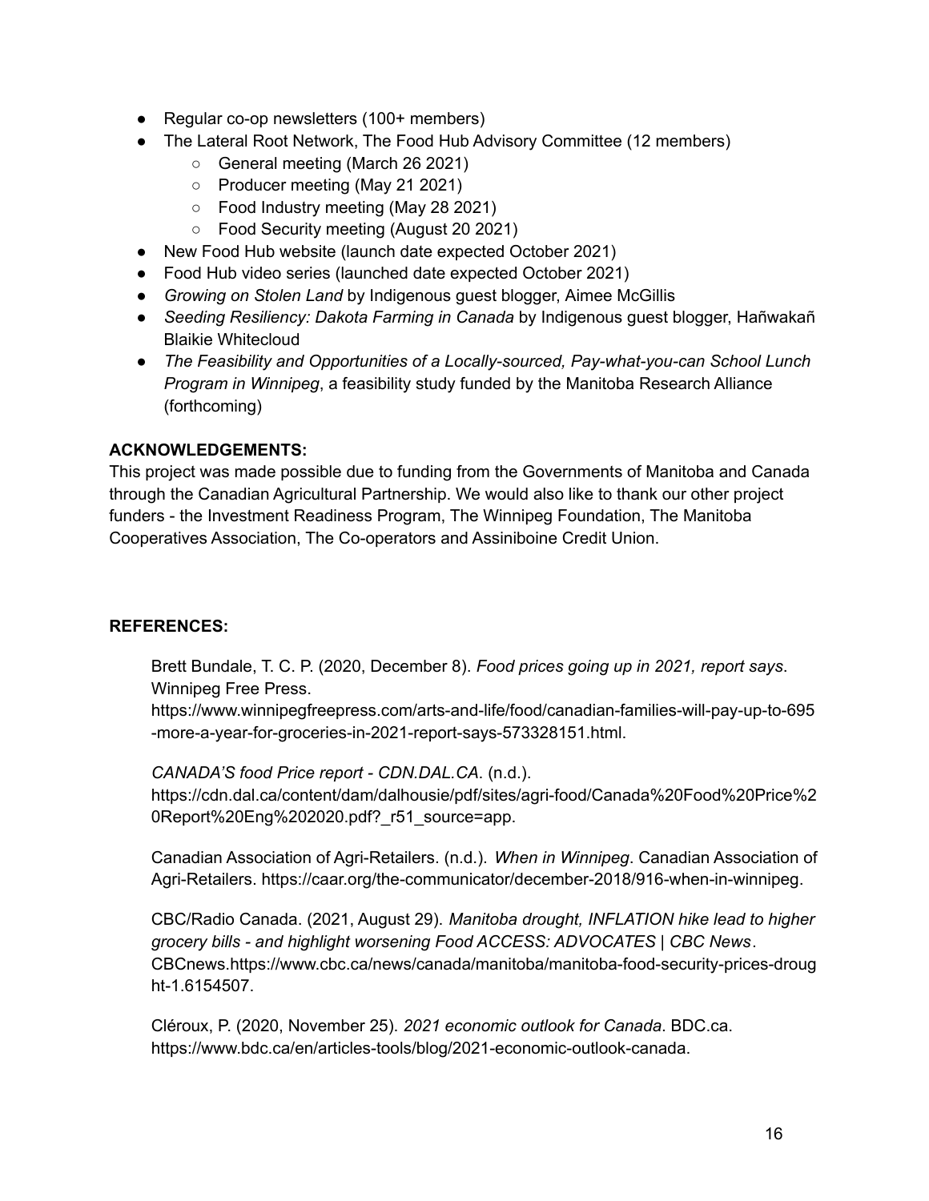- Regular co-op newsletters (100+ members)
- The Lateral Root Network, The Food Hub Advisory Committee (12 members)
  - General meeting (March 26 2021)
  - Producer meeting (May 21 2021)
  - Food Industry meeting (May 28 2021)
  - Food Security meeting (August 20 2021)
- New Food Hub website (launch date expected October 2021)
- Food Hub video series (launched date expected October 2021)
- *Growing on Stolen Land* by Indigenous guest blogger, Aimee McGillis
- *Seeding Resiliency: Dakota Farming in Canada* by Indigenous guest blogger, Hañwakañ Blaikie Whitecloud
- *The Feasibility and Opportunities of a Locally-sourced, Pay-what-you-can School Lunch Program in Winnipeg*, a feasibility study funded by the Manitoba Research Alliance (forthcoming)

**ACKNOWLEDGEMENTS:**

This project was made possible due to funding from the Governments of Manitoba and Canada through the Canadian Agricultural Partnership. We would also like to thank our other project funders - the Investment Readiness Program, The Winnipeg Foundation, The Manitoba Cooperatives Association, The Co-operators and Assiniboine Credit Union.

**REFERENCES:**

Brett Bundale, T. C. P. (2020, December 8). *Food prices going up in 2021, report says*. Winnipeg Free Press. https://www.winnipegfreepress.com/arts-and-life/food/canadian-families-will-pay-up-to-695-more-a-year-for-groceries-in-2021-report-says-573328151.html.

*CANADA'S food Price report - CDN.DAL.CA*. (n.d.). https://cdn.dal.ca/content/dam/dalhousie/pdf/sites/agri-food/Canada%20Food%20Price%20Report%20Eng%202020.pdf?_r51_source=app.

Canadian Association of Agri-Retailers. (n.d.). *When in Winnipeg*. Canadian Association of Agri-Retailers. https://caar.org/the-communicator/december-2018/916-when-in-winnipeg.

CBC/Radio Canada. (2021, August 29). *Manitoba drought, INFLATION hike lead to higher grocery bills - and highlight worsening Food ACCESS: ADVOCATES | CBC News*. CBCnews.https://www.cbc.ca/news/canada/manitoba/manitoba-food-security-prices-drought-1.6154507.

Cléroux, P. (2020, November 25). *2021 economic outlook for Canada*. BDC.ca. https://www.bdc.ca/en/articles-tools/blog/2021-economic-outlook-canada.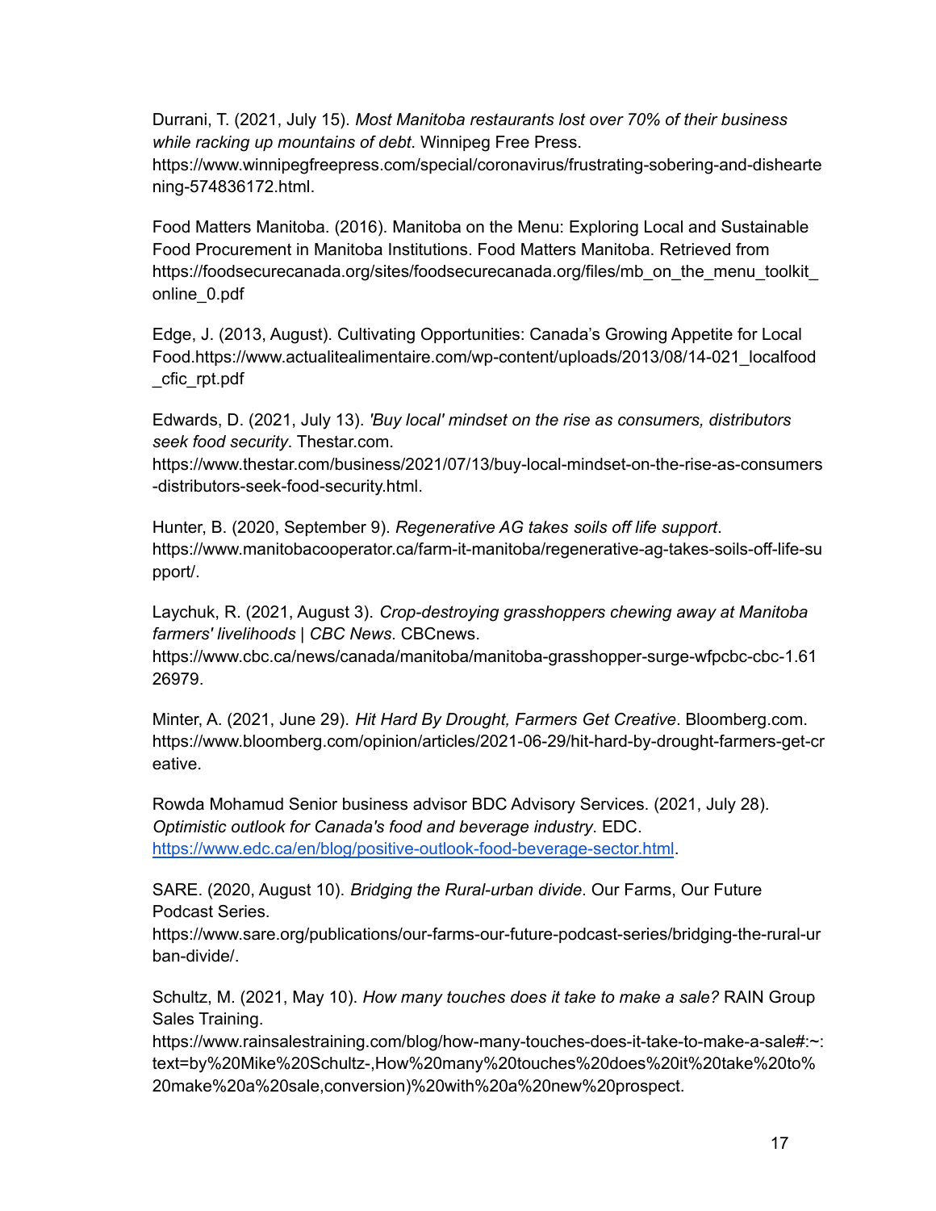Durrani, T. (2021, July 15). *Most Manitoba restaurants lost over 70% of their business while racking up mountains of debt*. Winnipeg Free Press. https://www.winnipegfreepress.com/special/coronavirus/frustrating-sobering-and-disheartening-574836172.html.

Food Matters Manitoba. (2016). Manitoba on the Menu: Exploring Local and Sustainable Food Procurement in Manitoba Institutions. Food Matters Manitoba. Retrieved from https://foodsecurecanada.org/sites/foodsecurecanada.org/files/mb_on_the_menu_toolkit_online_0.pdf

Edge, J. (2013, August). Cultivating Opportunities: Canada's Growing Appetite for Local Food.https://www.actualitealimentaire.com/wp-content/uploads/2013/08/14-021_localfood_cfic_rpt.pdf

Edwards, D. (2021, July 13). *'Buy local' mindset on the rise as consumers, distributors seek food security*. Thestar.com. https://www.thestar.com/business/2021/07/13/buy-local-mindset-on-the-rise-as-consumers-distributors-seek-food-security.html.

Hunter, B. (2020, September 9). *Regenerative AG takes soils off life support*. https://www.manitobacooperator.ca/farm-it-manitoba/regenerative-ag-takes-soils-off-life-support/.

Laychuk, R. (2021, August 3). *Crop-destroying grasshoppers chewing away at Manitoba farmers' livelihoods | CBC News*. CBCnews. https://www.cbc.ca/news/canada/manitoba/manitoba-grasshopper-surge-wfpcbc-cbc-1.6126979.

Minter, A. (2021, June 29). *Hit Hard By Drought, Farmers Get Creative*. Bloomberg.com. https://www.bloomberg.com/opinion/articles/2021-06-29/hit-hard-by-drought-farmers-get-creative.

Rowda Mohamud Senior business advisor BDC Advisory Services. (2021, July 28). *Optimistic outlook for Canada's food and beverage industry*. EDC. [https://www.edc.ca/en/blog/positive-outlook-food-beverage-sector.html](https://www.edc.ca/en/blog/positive-outlook-food-beverage-sector.html).

SARE. (2020, August 10). *Bridging the Rural-urban divide*. Our Farms, Our Future Podcast Series. https://www.sare.org/publications/our-farms-our-future-podcast-series/bridging-the-rural-urban-divide/.

Schultz, M. (2021, May 10). *How many touches does it take to make a sale?* RAIN Group Sales Training. https://www.rainsalestraining.com/blog/how-many-touches-does-it-take-to-make-a-sale#:~:text=by%20Mike%20Schultz-,How%20many%20touches%20does%20it%20take%20to%20make%20a%20sale,conversion)%20with%20a%20new%20prospect.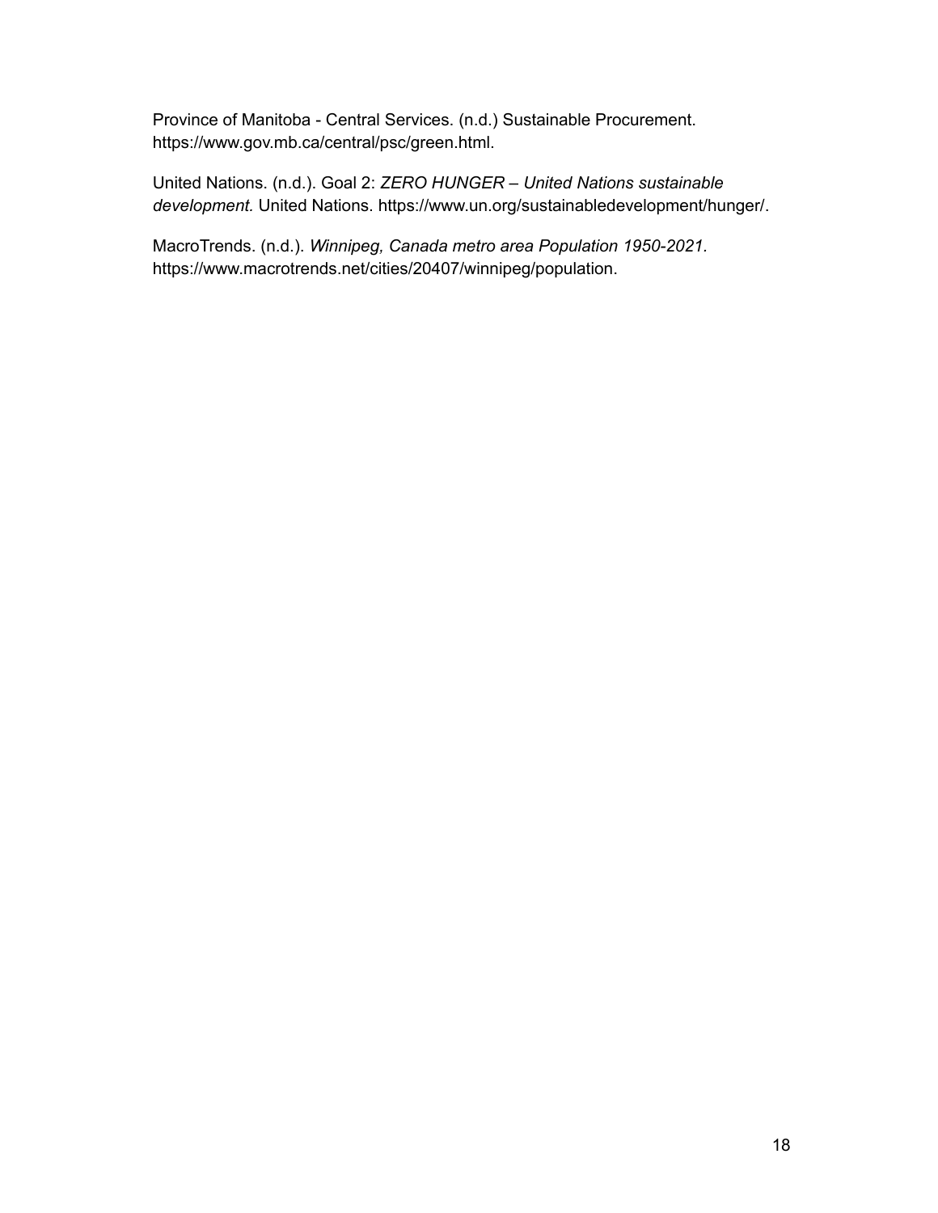Province of Manitoba - Central Services. (n.d.) Sustainable Procurement. https://www.gov.mb.ca/central/psc/green.html.

United Nations. (n.d.). Goal 2: *ZERO HUNGER – United Nations sustainable development.* United Nations. https://www.un.org/sustainabledevelopment/hunger/.

MacroTrends. (n.d.). *Winnipeg, Canada metro area Population 1950-2021.* https://www.macrotrends.net/cities/20407/winnipeg/population.